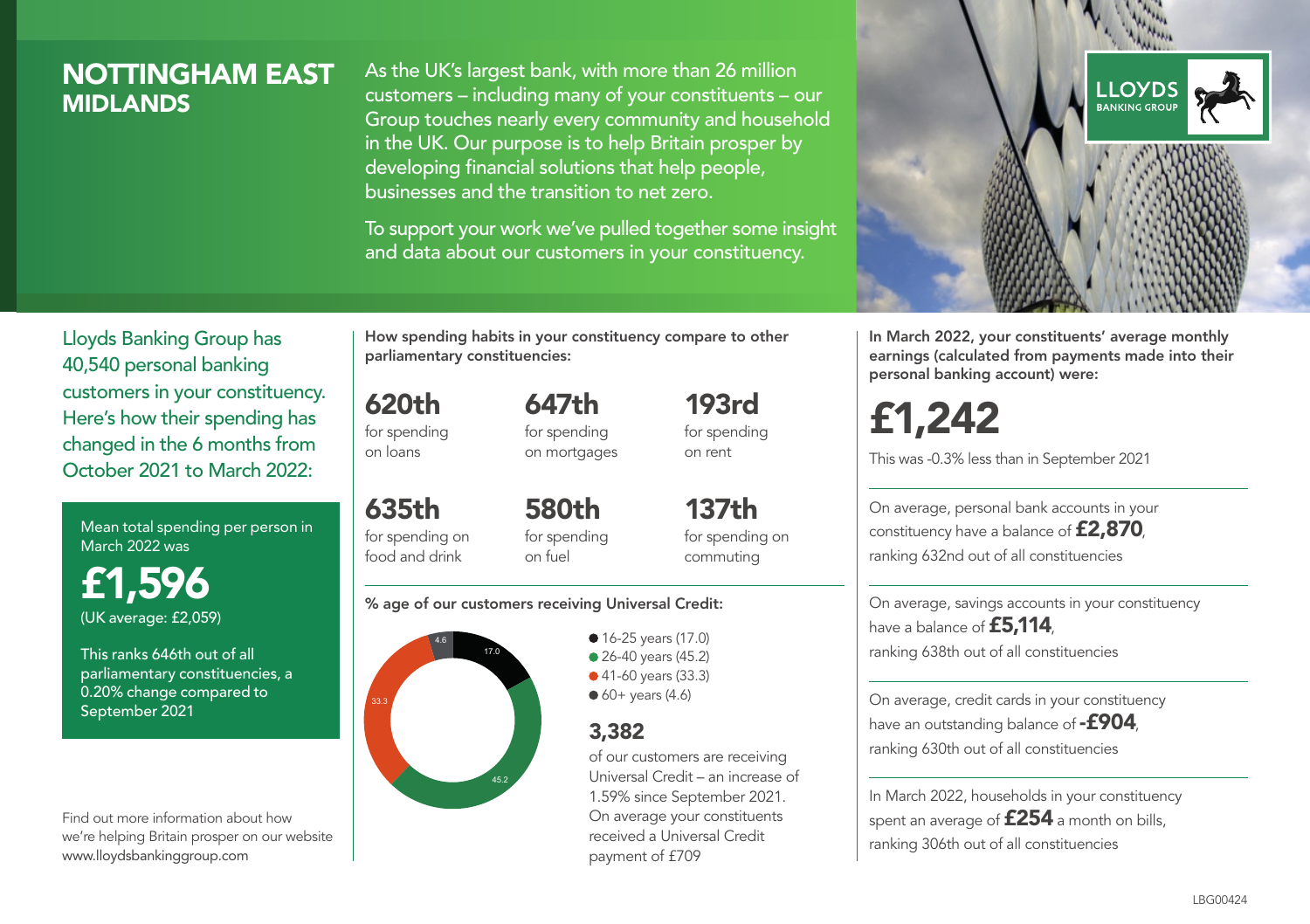# NOTTINGHAM EAST
## MIDLANDS

As the UK's largest bank, with more than 26 million customers – including many of your constituents – our Group touches nearly every community and household in the UK. Our purpose is to help Britain prosper by developing financial solutions that help people, businesses and the transition to net zero.

To support your work we've pulled together some insight and data about our customers in your constituency.

LLOYDS BANKING GROUP

Lloyds Banking Group has 40,540 personal banking customers in your constituency. Here's how their spending has changed in the 6 months from October 2021 to March 2022:

Mean total spending per person in March 2022 was

**£1,596**
(UK average: £2,059)

This ranks 646th out of all parliamentary constituencies, a 0.20% change compared to September 2021

Find out more information about how we're helping Britain prosper on our website www.lloydsbankinggroup.com

**How spending habits in your constituency compare to other parliamentary constituencies:**

**620th** for spending on loans

**647th** for spending on mortgages

**193rd** for spending on rent

**635th** for spending on food and drink

**580th** for spending on fuel

**137th** for spending on commuting

**% age of our customers receiving Universal Credit:**

- 16-25 years (17.0)
- 26-40 years (45.2)
- 41-60 years (33.3)
- 60+ years (4.6)

**3,382**
of our customers are receiving Universal Credit – an increase of 1.59% since September 2021. On average your constituents received a Universal Credit payment of £709

**In March 2022, your constituents' average monthly earnings (calculated from payments made into their personal banking account) were:**

**£1,242**

This was -0.3% less than in September 2021

On average, personal bank accounts in your constituency have a balance of **£2,870**, ranking 632nd out of all constituencies

On average, savings accounts in your constituency have a balance of **£5,114**, ranking 638th out of all constituencies

On average, credit cards in your constituency have an outstanding balance of **-£904**, ranking 630th out of all constituencies

In March 2022, households in your constituency spent an average of **£254** a month on bills, ranking 306th out of all constituencies

LBG00424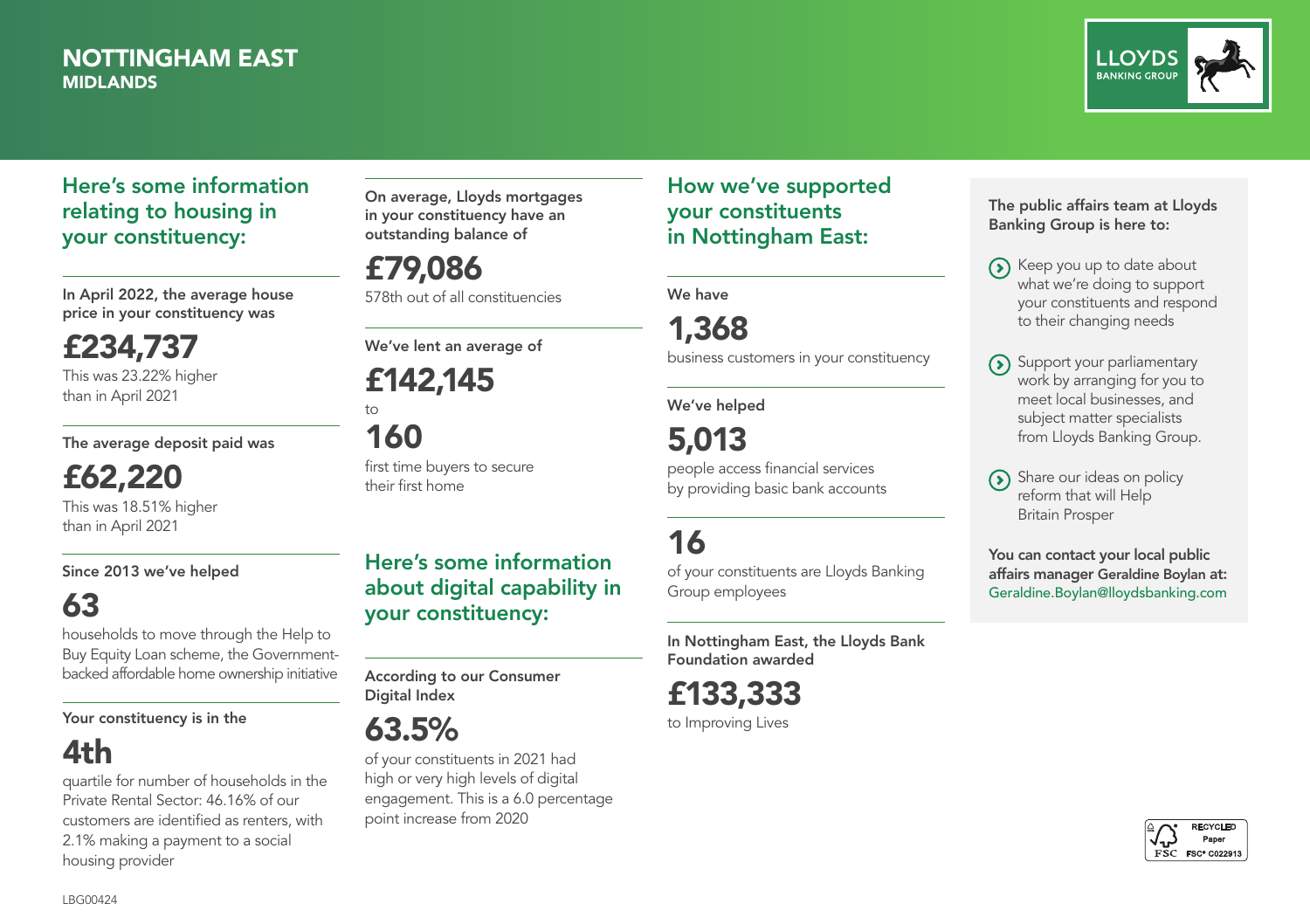# NOTTINGHAM EAST

**MIDLANDS**

LLOYDS BANKING GROUP

## Here's some information relating to housing in your constituency:

**In April 2022, the average house price in your constituency was**

# £234,737

This was 23.22% higher than in April 2021

**The average deposit paid was**

# £62,220

This was 18.51% higher than in April 2021

**Since 2013 we've helped**

# 63

households to move through the Help to Buy Equity Loan scheme, the Government-backed affordable home ownership initiative

**Your constituency is in the**

# 4th

quartile for number of households in the Private Rental Sector: 46.16% of our customers are identified as renters, with 2.1% making a payment to a social housing provider

**On average, Lloyds mortgages in your constituency have an outstanding balance of**

# £79,086

578th out of all constituencies

**We've lent an average of**

# £142,145

to

# 160

first time buyers to secure their first home

## Here's some information about digital capability in your constituency:

**According to our Consumer Digital Index**

# 63.5%

of your constituents in 2021 had high or very high levels of digital engagement. This is a 6.0 percentage point increase from 2020

## How we've supported your constituents in Nottingham East:

**We have**

# 1,368

business customers in your constituency

**We've helped**

# 5,013

people access financial services by providing basic bank accounts

# 16

of your constituents are Lloyds Banking Group employees

**In Nottingham East, the Lloyds Bank Foundation awarded**

# £133,333

to Improving Lives

**The public affairs team at Lloyds Banking Group is here to:**

- Keep you up to date about what we're doing to support your constituents and respond to their changing needs
- Support your parliamentary work by arranging for you to meet local businesses, and subject matter specialists from Lloyds Banking Group.
- Share our ideas on policy reform that will Help Britain Prosper

**You can contact your local public affairs manager Geraldine Boylan at:**
Geraldine.Boylan@lloydsbanking.com

RECYCLED Paper FSC® C022913

LBG00424